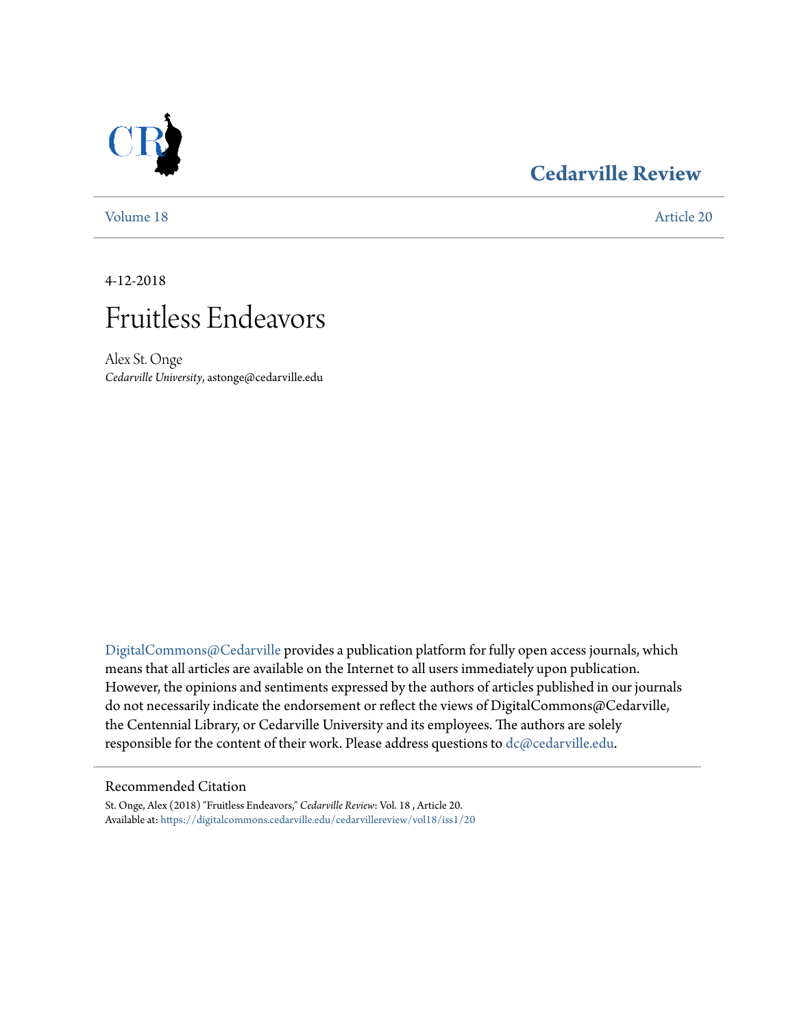# Cedarville Review

Volume 18 | Article 20

4-12-2018

# Fruitless Endeavors

Alex St. Onge
*Cedarville University*, astonge@cedarville.edu

DigitalCommons@Cedarville provides a publication platform for fully open access journals, which means that all articles are available on the Internet to all users immediately upon publication. However, the opinions and sentiments expressed by the authors of articles published in our journals do not necessarily indicate the endorsement or reflect the views of DigitalCommons@Cedarville, the Centennial Library, or Cedarville University and its employees. The authors are solely responsible for the content of their work. Please address questions to dc@cedarville.edu.

## Recommended Citation

St. Onge, Alex (2018) "Fruitless Endeavors," *Cedarville Review*: Vol. 18 , Article 20.
Available at: https://digitalcommons.cedarville.edu/cedarvillereview/vol18/iss1/20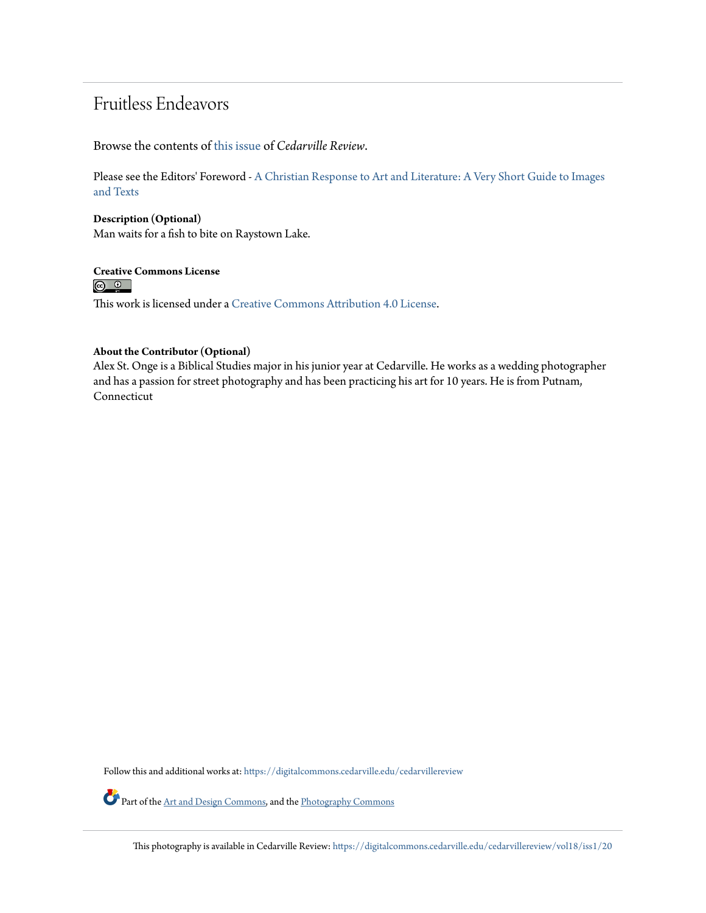# Fruitless Endeavors

Browse the contents of this issue of *Cedarville Review*.

Please see the Editors' Foreword - A Christian Response to Art and Literature: A Very Short Guide to Images and Texts

**Description (Optional)**
Man waits for a fish to bite on Raystown Lake.

**Creative Commons License**

This work is licensed under a Creative Commons Attribution 4.0 License.

**About the Contributor (Optional)**
Alex St. Onge is a Biblical Studies major in his junior year at Cedarville. He works as a wedding photographer and has a passion for street photography and has been practicing his art for 10 years. He is from Putnam, Connecticut

Follow this and additional works at: https://digitalcommons.cedarville.edu/cedarvillereview

Part of the Art and Design Commons, and the Photography Commons

This photography is available in Cedarville Review: https://digitalcommons.cedarville.edu/cedarvillereview/vol18/iss1/20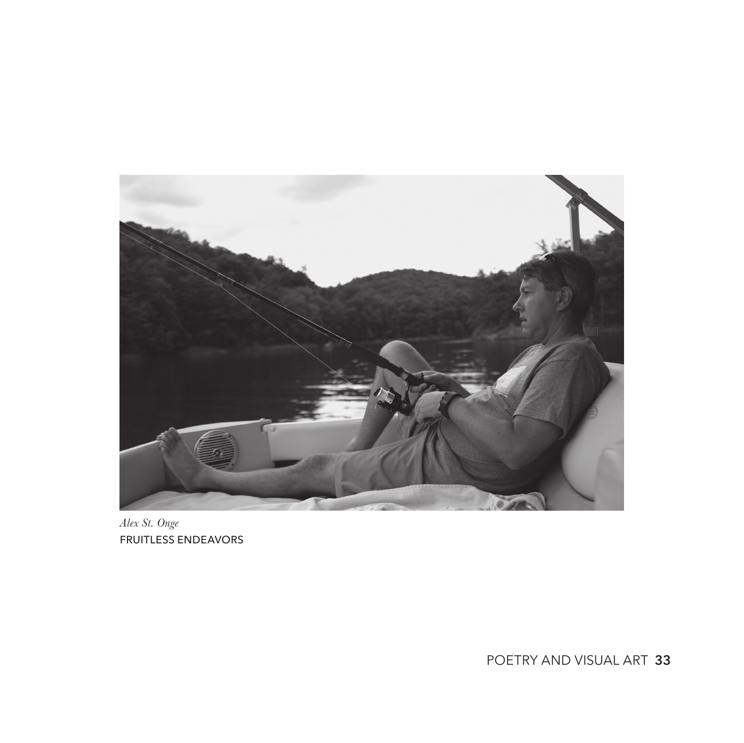*Alex St. Onge*
FRUITLESS ENDEAVORS